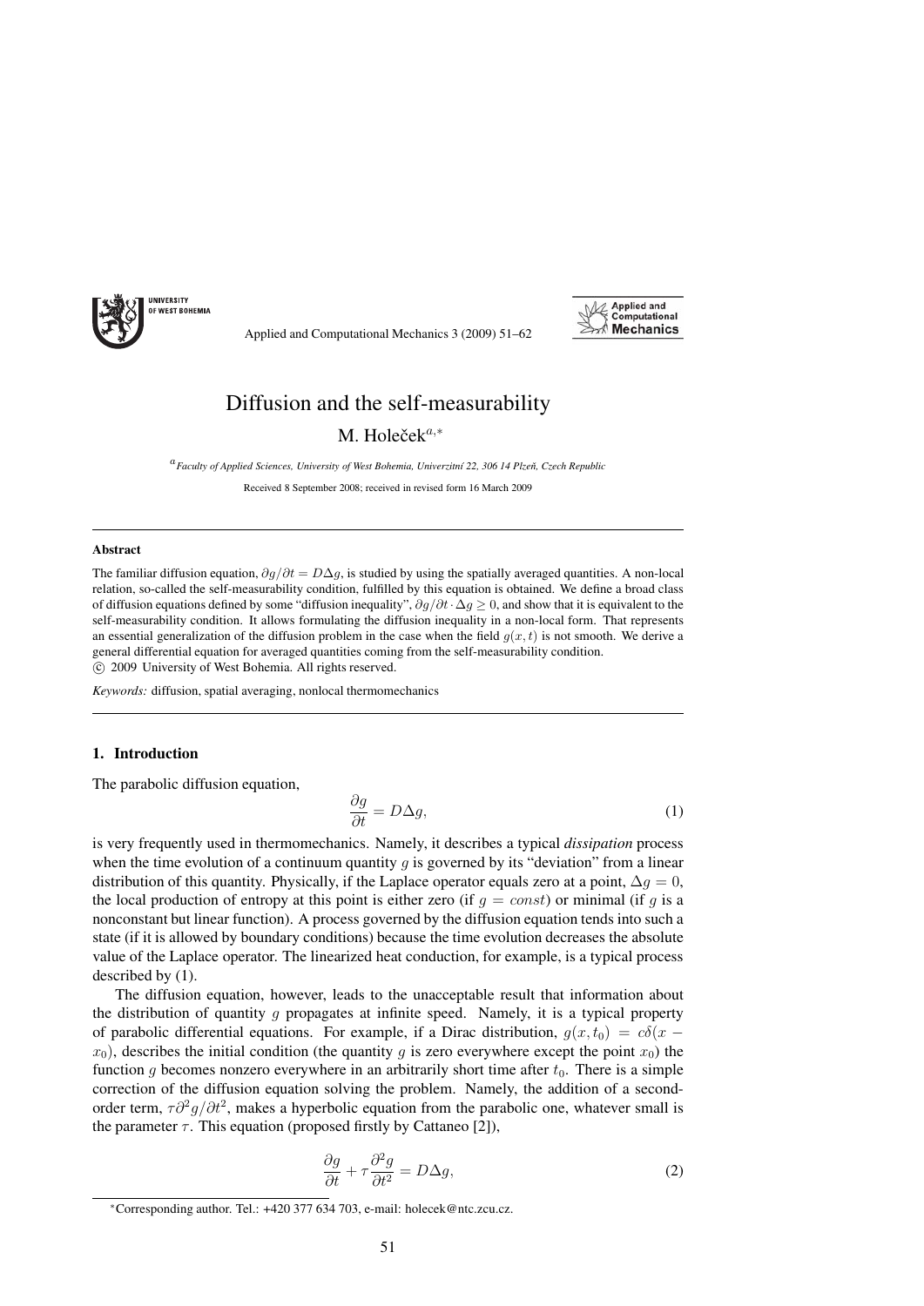# Diffusion and the self-measurability

M. Holeček[a,*]

[a] *Faculty of Applied Sciences, University of West Bohemia, Univerzitní 22, 306 14 Plzeň, Czech Republic*

Received 8 September 2008; received in revised form 16 March 2009

---

**Abstract**

The familiar diffusion equation, $\partial g/\partial t = D\Delta g$, is studied by using the spatially averaged quantities. A non-local relation, so-called the self-measurability condition, fulfilled by this equation is obtained. We define a broad class of diffusion equations defined by some "diffusion inequality", $\partial g/\partial t \cdot \Delta g \geq 0$, and show that it is equivalent to the self-measurability condition. It allows formulating the diffusion inequality in a non-local form. That represents an essential generalization of the diffusion problem in the case when the field $g(x, t)$ is not smooth. We derive a general differential equation for averaged quantities coming from the self-measurability condition.
© 2009 University of West Bohemia. All rights reserved.

*Keywords:* diffusion, spatial averaging, nonlocal thermomechanics

---

## 1. Introduction

The parabolic diffusion equation,

$$\frac{\partial g}{\partial t} = D\Delta g, \tag{1}$$

is very frequently used in thermomechanics. Namely, it describes a typical *dissipation* process when the time evolution of a continuum quantity $g$ is governed by its "deviation" from a linear distribution of this quantity. Physically, if the Laplace operator equals zero at a point, $\Delta g = 0$, the local production of entropy at this point is either zero (if $g = const$) or minimal (if $g$ is a nonconstant but linear function). A process governed by the diffusion equation tends into such a state (if it is allowed by boundary conditions) because the time evolution decreases the absolute value of the Laplace operator. The linearized heat conduction, for example, is a typical process described by (1).

The diffusion equation, however, leads to the unacceptable result that information about the distribution of quantity $g$ propagates at infinite speed. Namely, it is a typical property of parabolic differential equations. For example, if a Dirac distribution, $g(x, t_0) = c\delta(x - x_0)$, describes the initial condition (the quantity $g$ is zero everywhere except the point $x_0$) the function $g$ becomes nonzero everywhere in an arbitrarily short time after $t_0$. There is a simple correction of the diffusion equation solving the problem. Namely, the addition of a second-order term, $\tau\partial^2 g/\partial t^2$, makes a hyperbolic equation from the parabolic one, whatever small is the parameter $\tau$. This equation (proposed firstly by Cattaneo [2]),

$$\frac{\partial g}{\partial t} + \tau\frac{\partial^2 g}{\partial t^2} = D\Delta g, \tag{2}$$

---

*Corresponding author. Tel.: +420 377 634 703, e-mail: holecek@ntc.zcu.cz.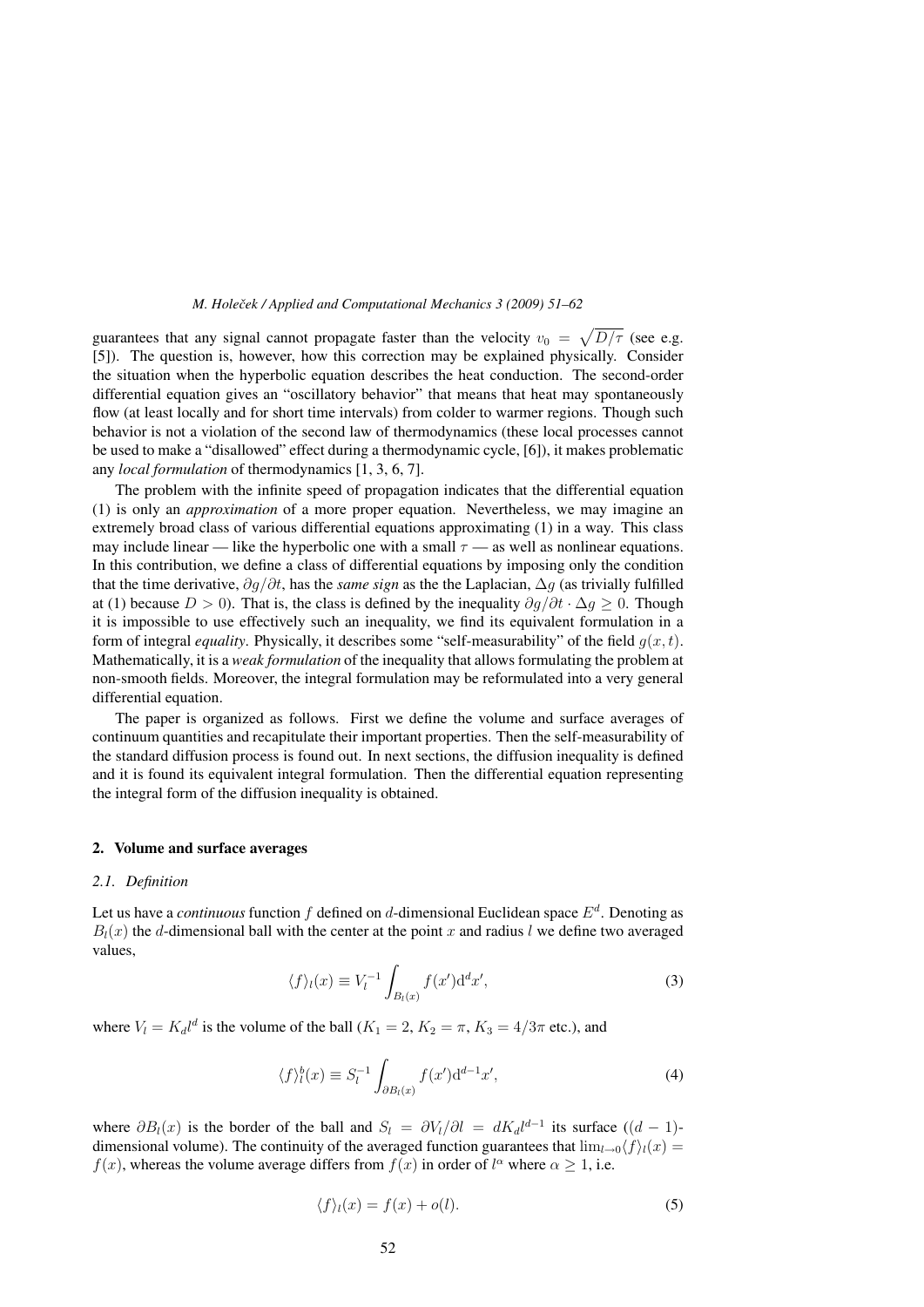guarantees that any signal cannot propagate faster than the velocity $v_0 = \sqrt{D/\tau}$ (see e.g. [5]). The question is, however, how this correction may be explained physically. Consider the situation when the hyperbolic equation describes the heat conduction. The second-order differential equation gives an "oscillatory behavior" that means that heat may spontaneously flow (at least locally and for short time intervals) from colder to warmer regions. Though such behavior is not a violation of the second law of thermodynamics (these local processes cannot be used to make a "disallowed" effect during a thermodynamic cycle, [6]), it makes problematic any *local formulation* of thermodynamics [1, 3, 6, 7].

The problem with the infinite speed of propagation indicates that the differential equation (1) is only an *approximation* of a more proper equation. Nevertheless, we may imagine an extremely broad class of various differential equations approximating (1) in a way. This class may include linear — like the hyperbolic one with a small $\tau$ — as well as nonlinear equations. In this contribution, we define a class of differential equations by imposing only the condition that the time derivative, $\partial g/\partial t$, has the *same sign* as the the Laplacian, $\Delta g$ (as trivially fulfilled at (1) because $D > 0$). That is, the class is defined by the inequality $\partial g/\partial t \cdot \Delta g \geq 0$. Though it is impossible to use effectively such an inequality, we find its equivalent formulation in a form of integral *equality*. Physically, it describes some "self-measurability" of the field $g(x,t)$. Mathematically, it is a *weak formulation* of the inequality that allows formulating the problem at non-smooth fields. Moreover, the integral formulation may be reformulated into a very general differential equation.

The paper is organized as follows. First we define the volume and surface averages of continuum quantities and recapitulate their important properties. Then the self-measurability of the standard diffusion process is found out. In next sections, the diffusion inequality is defined and it is found its equivalent integral formulation. Then the differential equation representing the integral form of the diffusion inequality is obtained.

## 2. Volume and surface averages

### *2.1. Definition*

Let us have a *continuous* function $f$ defined on $d$-dimensional Euclidean space $E^d$. Denoting as $B_l(x)$ the $d$-dimensional ball with the center at the point $x$ and radius $l$ we define two averaged values,

$$\langle f \rangle_l(x) \equiv V_l^{-1} \int_{B_l(x)} f(x') \mathrm{d}^d x', \tag{3}$$

where $V_l = K_d l^d$ is the volume of the ball ($K_1 = 2$, $K_2 = \pi$, $K_3 = 4/3\pi$ etc.), and

$$\langle f \rangle_l^b(x) \equiv S_l^{-1} \int_{\partial B_l(x)} f(x') \mathrm{d}^{d-1} x', \tag{4}$$

where $\partial B_l(x)$ is the border of the ball and $S_l = \partial V_l/\partial l = dK_d l^{d-1}$ its surface ($(d-1)$-dimensional volume). The continuity of the averaged function guarantees that $\lim_{l \to 0} \langle f \rangle_l(x) = f(x)$, whereas the volume average differs from $f(x)$ in order of $l^\alpha$ where $\alpha \geq 1$, i.e.

$$\langle f \rangle_l(x) = f(x) + o(l). \tag{5}$$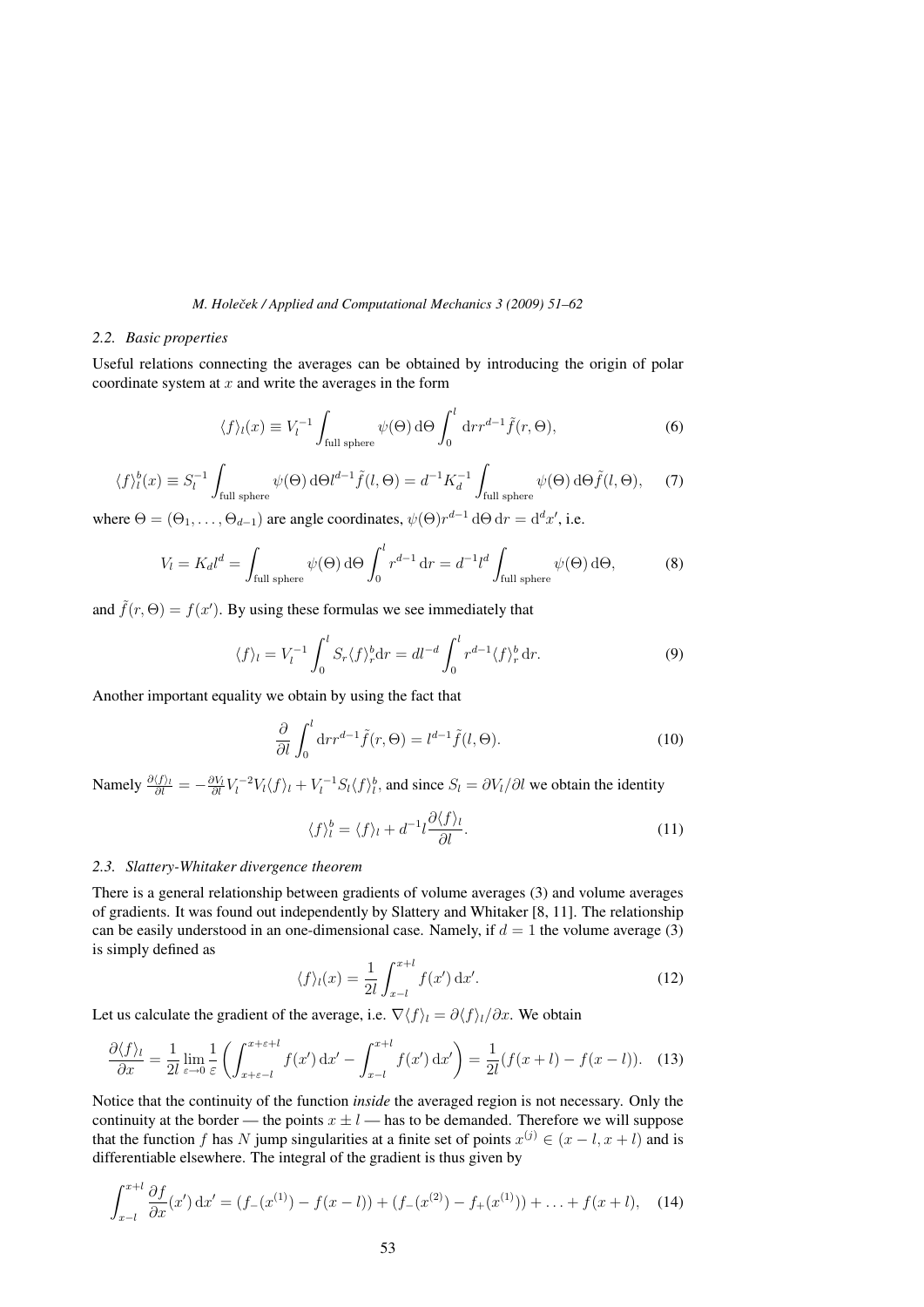### 2.2. Basic properties

Useful relations connecting the averages can be obtained by introducing the origin of polar coordinate system at $x$ and write the averages in the form

$$\langle f \rangle_l(x) \equiv V_l^{-1} \int_{\text{full sphere}} \psi(\Theta)\, \mathrm{d}\Theta \int_0^l \mathrm{d}r r^{d-1} \tilde{f}(r, \Theta), \tag{6}$$

$$\langle f \rangle_l^b(x) \equiv S_l^{-1} \int_{\text{full sphere}} \psi(\Theta)\, \mathrm{d}\Theta l^{d-1} \tilde{f}(l, \Theta) = d^{-1} K_d^{-1} \int_{\text{full sphere}} \psi(\Theta)\, \mathrm{d}\Theta \tilde{f}(l, \Theta), \tag{7}$$

where $\Theta = (\Theta_1, \ldots, \Theta_{d-1})$ are angle coordinates, $\psi(\Theta) r^{d-1}\, \mathrm{d}\Theta\, \mathrm{d}r = \mathrm{d}^d x'$, i.e.

$$V_l = K_d l^d = \int_{\text{full sphere}} \psi(\Theta)\, \mathrm{d}\Theta \int_0^l r^{d-1}\, \mathrm{d}r = d^{-1} l^d \int_{\text{full sphere}} \psi(\Theta)\, \mathrm{d}\Theta, \tag{8}$$

and $\tilde{f}(r, \Theta) = f(x')$. By using these formulas we see immediately that

$$\langle f \rangle_l = V_l^{-1} \int_0^l S_r \langle f \rangle_r^b \mathrm{d}r = d l^{-d} \int_0^l r^{d-1} \langle f \rangle_r^b\, \mathrm{d}r. \tag{9}$$

Another important equality we obtain by using the fact that

$$\frac{\partial}{\partial l} \int_0^l \mathrm{d}r r^{d-1} \tilde{f}(r, \Theta) = l^{d-1} \tilde{f}(l, \Theta). \tag{10}$$

Namely $\frac{\partial \langle f \rangle_l}{\partial l} = -\frac{\partial V_l}{\partial l} V_l^{-2} V_l \langle f \rangle_l + V_l^{-1} S_l \langle f \rangle_l^b$, and since $S_l = \partial V_l / \partial l$ we obtain the identity

$$\langle f \rangle_l^b = \langle f \rangle_l + d^{-1} l \frac{\partial \langle f \rangle_l}{\partial l}. \tag{11}$$

### 2.3. Slattery-Whitaker divergence theorem

There is a general relationship between gradients of volume averages (3) and volume averages of gradients. It was found out independently by Slattery and Whitaker [8, 11]. The relationship can be easily understood in an one-dimensional case. Namely, if $d = 1$ the volume average (3) is simply defined as

$$\langle f \rangle_l(x) = \frac{1}{2l} \int_{x-l}^{x+l} f(x')\, \mathrm{d}x'. \tag{12}$$

Let us calculate the gradient of the average, i.e. $\nabla \langle f \rangle_l = \partial \langle f \rangle_l / \partial x$. We obtain

$$\frac{\partial \langle f \rangle_l}{\partial x} = \frac{1}{2l} \lim_{\varepsilon \to 0} \frac{1}{\varepsilon} \left( \int_{x+\varepsilon-l}^{x+\varepsilon+l} f(x')\, \mathrm{d}x' - \int_{x-l}^{x+l} f(x')\, \mathrm{d}x' \right) = \frac{1}{2l} (f(x+l) - f(x-l)). \tag{13}$$

Notice that the continuity of the function *inside* the averaged region is not necessary. Only the continuity at the border — the points $x \pm l$ — has to be demanded. Therefore we will suppose that the function $f$ has $N$ jump singularities at a finite set of points $x^{(j)} \in (x-l, x+l)$ and is differentiable elsewhere. The integral of the gradient is thus given by

$$\int_{x-l}^{x+l} \frac{\partial f}{\partial x}(x')\, \mathrm{d}x' = (f_-(x^{(1)}) - f(x-l)) + (f_-(x^{(2)}) - f_+(x^{(1)})) + \ldots + f(x+l), \tag{14}$$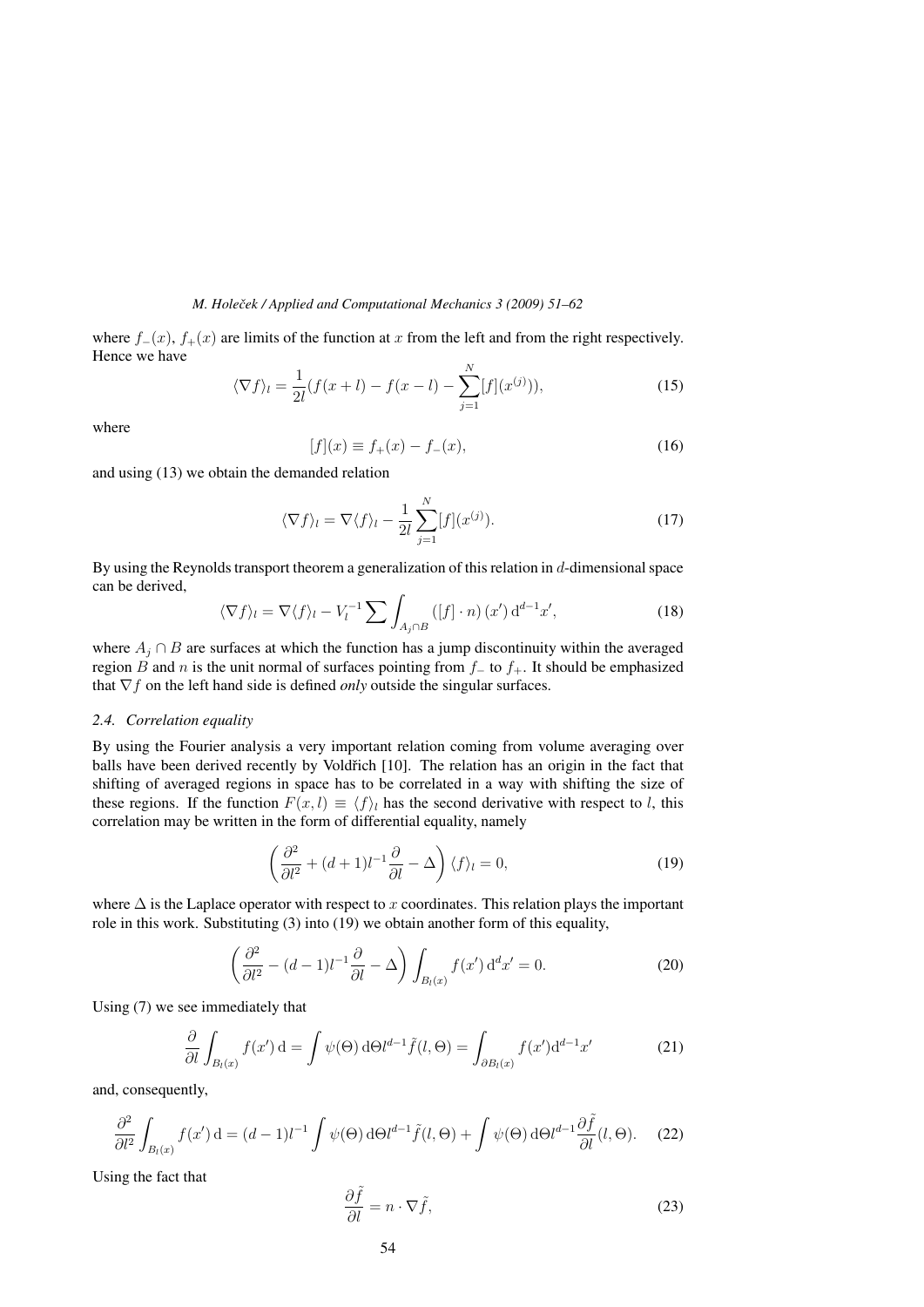where $f_-(x)$, $f_+(x)$ are limits of the function at $x$ from the left and from the right respectively. Hence we have

$$\langle \nabla f \rangle_l = \frac{1}{2l}(f(x+l) - f(x-l) - \sum_{j=1}^{N} [f](x^{(j)})), \tag{15}$$

where

$$[f](x) \equiv f_+(x) - f_-(x), \tag{16}$$

and using (13) we obtain the demanded relation

$$\langle \nabla f \rangle_l = \nabla \langle f \rangle_l - \frac{1}{2l} \sum_{j=1}^{N} [f](x^{(j)}). \tag{17}$$

By using the Reynolds transport theorem a generalization of this relation in $d$-dimensional space can be derived,

$$\langle \nabla f \rangle_l = \nabla \langle f \rangle_l - V_l^{-1} \sum \int_{A_j \cap B} ([f] \cdot n)(x') \, \mathrm{d}^{d-1} x', \tag{18}$$

where $A_j \cap B$ are surfaces at which the function has a jump discontinuity within the averaged region $B$ and $n$ is the unit normal of surfaces pointing from $f_-$ to $f_+$. It should be emphasized that $\nabla f$ on the left hand side is defined *only* outside the singular surfaces.

### 2.4. Correlation equality

By using the Fourier analysis a very important relation coming from volume averaging over balls have been derived recently by Voldřich [10]. The relation has an origin in the fact that shifting of averaged regions in space has to be correlated in a way with shifting the size of these regions. If the function $F(x, l) \equiv \langle f \rangle_l$ has the second derivative with respect to $l$, this correlation may be written in the form of differential equality, namely

$$\left( \frac{\partial^2}{\partial l^2} + (d+1) l^{-1} \frac{\partial}{\partial l} - \Delta \right) \langle f \rangle_l = 0, \tag{19}$$

where $\Delta$ is the Laplace operator with respect to $x$ coordinates. This relation plays the important role in this work. Substituting (3) into (19) we obtain another form of this equality,

$$\left( \frac{\partial^2}{\partial l^2} - (d-1) l^{-1} \frac{\partial}{\partial l} - \Delta \right) \int_{B_l(x)} f(x') \, \mathrm{d}^d x' = 0. \tag{20}$$

Using (7) we see immediately that

$$\frac{\partial}{\partial l} \int_{B_l(x)} f(x') \, \mathrm{d} = \int \psi(\Theta) \, \mathrm{d}\Theta l^{d-1} \tilde{f}(l, \Theta) = \int_{\partial B_l(x)} f(x') \mathrm{d}^{d-1} x' \tag{21}$$

and, consequently,

$$\frac{\partial^2}{\partial l^2} \int_{B_l(x)} f(x') \, \mathrm{d} = (d-1) l^{-1} \int \psi(\Theta) \, \mathrm{d}\Theta l^{d-1} \tilde{f}(l, \Theta) + \int \psi(\Theta) \, \mathrm{d}\Theta l^{d-1} \frac{\partial \tilde{f}}{\partial l}(l, \Theta). \tag{22}$$

Using the fact that

$$\frac{\partial \tilde{f}}{\partial l} = n \cdot \nabla \tilde{f}, \tag{23}$$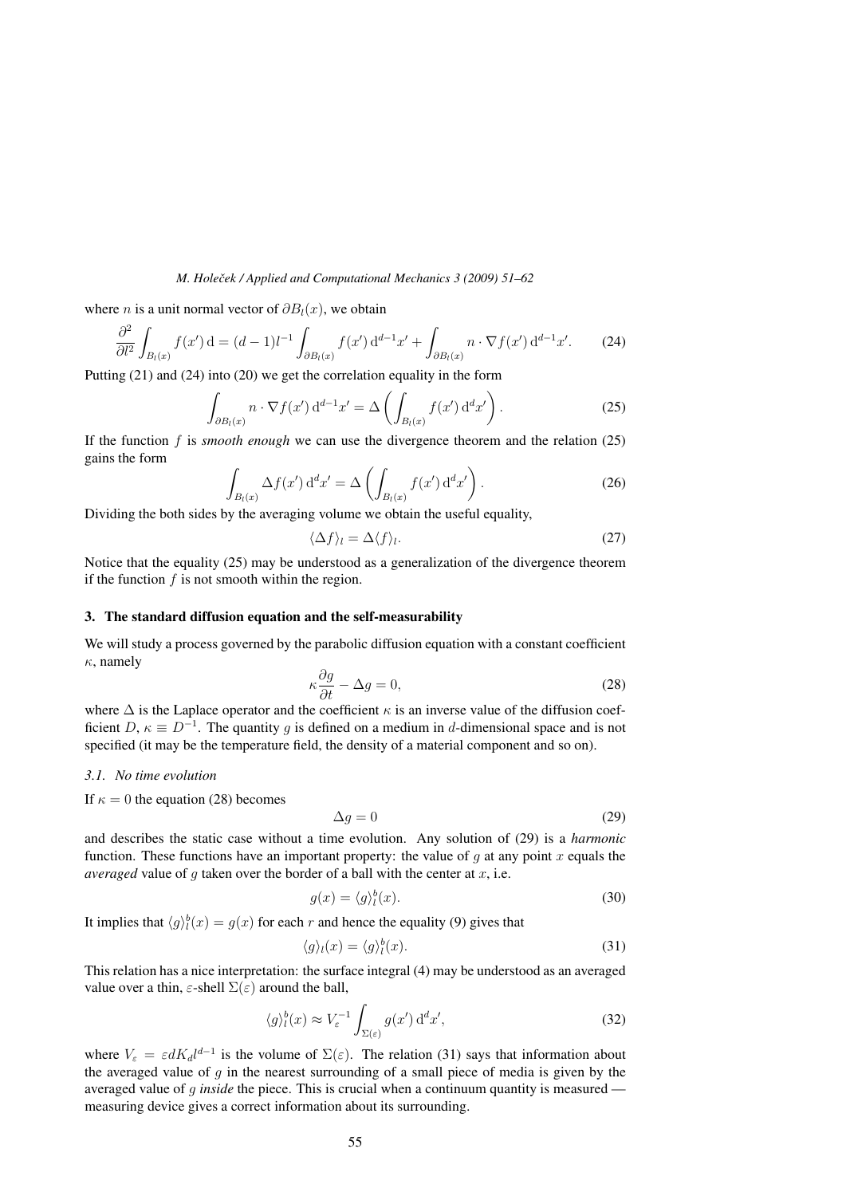where $n$ is a unit normal vector of $\partial B_l(x)$, we obtain

$$\frac{\partial^2}{\partial l^2}\int_{B_l(x)} f(x')\,\mathrm{d} = (d-1)l^{-1}\int_{\partial B_l(x)} f(x')\,\mathrm{d}^{d-1}x' + \int_{\partial B_l(x)} n\cdot\nabla f(x')\,\mathrm{d}^{d-1}x'. \tag{24}$$

Putting (21) and (24) into (20) we get the correlation equality in the form

$$\int_{\partial B_l(x)} n\cdot\nabla f(x')\,\mathrm{d}^{d-1}x' = \Delta\left(\int_{B_l(x)} f(x')\,\mathrm{d}^d x'\right). \tag{25}$$

If the function $f$ is *smooth enough* we can use the divergence theorem and the relation (25) gains the form

$$\int_{B_l(x)} \Delta f(x')\,\mathrm{d}^d x' = \Delta\left(\int_{B_l(x)} f(x')\,\mathrm{d}^d x'\right). \tag{26}$$

Dividing the both sides by the averaging volume we obtain the useful equality,

$$\langle \Delta f\rangle_l = \Delta\langle f\rangle_l. \tag{27}$$

Notice that the equality (25) may be understood as a generalization of the divergence theorem if the function $f$ is not smooth within the region.

## 3. The standard diffusion equation and the self-measurability

We will study a process governed by the parabolic diffusion equation with a constant coefficient $\kappa$, namely

$$\kappa\frac{\partial g}{\partial t} - \Delta g = 0, \tag{28}$$

where $\Delta$ is the Laplace operator and the coefficient $\kappa$ is an inverse value of the diffusion coefficient $D$, $\kappa \equiv D^{-1}$. The quantity $g$ is defined on a medium in $d$-dimensional space and is not specified (it may be the temperature field, the density of a material component and so on).

### 3.1. No time evolution

If $\kappa = 0$ the equation (28) becomes

$$\Delta g = 0 \tag{29}$$

and describes the static case without a time evolution. Any solution of (29) is a *harmonic* function. These functions have an important property: the value of $g$ at any point $x$ equals the *averaged* value of $g$ taken over the border of a ball with the center at $x$, i.e.

$$g(x) = \langle g\rangle_l^b(x). \tag{30}$$

It implies that $\langle g\rangle_l^b(x) = g(x)$ for each $r$ and hence the equality (9) gives that

$$\langle g\rangle_l(x) = \langle g\rangle_l^b(x). \tag{31}$$

This relation has a nice interpretation: the surface integral (4) may be understood as an averaged value over a thin, $\varepsilon$-shell $\Sigma(\varepsilon)$ around the ball,

$$\langle g\rangle_l^b(x) \approx V_\varepsilon^{-1}\int_{\Sigma(\varepsilon)} g(x')\,\mathrm{d}^d x', \tag{32}$$

where $V_\varepsilon = \varepsilon d K_d l^{d-1}$ is the volume of $\Sigma(\varepsilon)$. The relation (31) says that information about the averaged value of $g$ in the nearest surrounding of a small piece of media is given by the averaged value of $g$ *inside* the piece. This is crucial when a continuum quantity is measured — measuring device gives a correct information about its surrounding.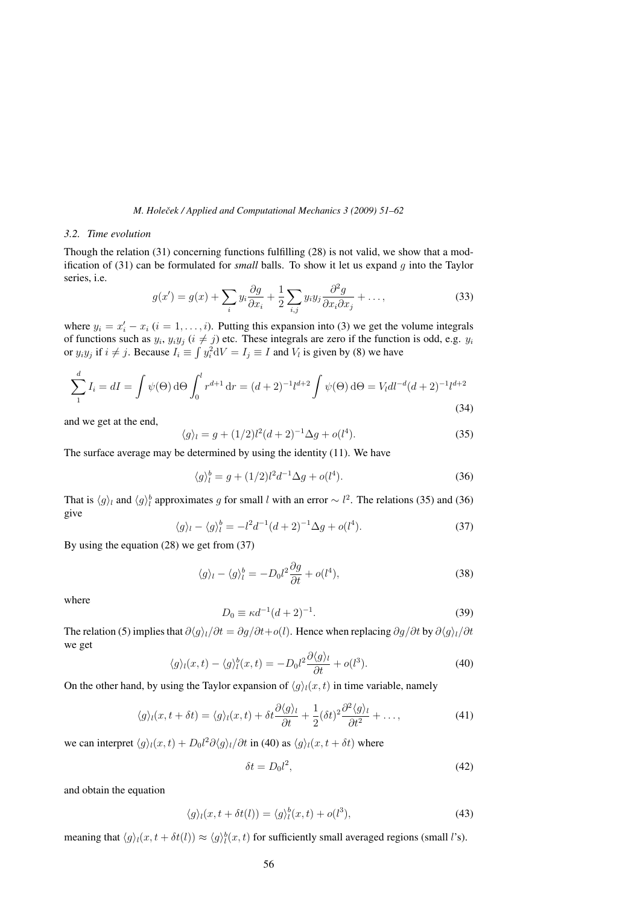### 3.2. Time evolution

Though the relation (31) concerning functions fulfilling (28) is not valid, we show that a modification of (31) can be formulated for *small* balls. To show it let us expand $g$ into the Taylor series, i.e.

$$g(x') = g(x) + \sum_i y_i \frac{\partial g}{\partial x_i} + \frac{1}{2} \sum_{i,j} y_i y_j \frac{\partial^2 g}{\partial x_i \partial x_j} + \ldots, \tag{33}$$

where $y_i = x_i' - x_i$ $(i = 1, \ldots, i)$. Putting this expansion into (3) we get the volume integrals of functions such as $y_i$, $y_i y_j$ $(i \neq j)$ etc. These integrals are zero if the function is odd, e.g. $y_i$ or $y_i y_j$ if $i \neq j$. Because $I_i \equiv \int y_i^2 \mathrm{d}V = I_j \equiv I$ and $V_l$ is given by (8) we have

$$\sum_1^d I_i = dI = \int \psi(\Theta)\, \mathrm{d}\Theta \int_0^l r^{d+1}\, \mathrm{d}r = (d+2)^{-1} l^{d+2} \int \psi(\Theta)\, \mathrm{d}\Theta = V_l d l^{-d} (d+2)^{-1} l^{d+2} \tag{34}$$

and we get at the end,

$$\langle g \rangle_l = g + (1/2) l^2 (d+2)^{-1} \Delta g + o(l^4). \tag{35}$$

The surface average may be determined by using the identity (11). We have

$$\langle g \rangle_l^b = g + (1/2) l^2 d^{-1} \Delta g + o(l^4). \tag{36}$$

That is $\langle g \rangle_l$ and $\langle g \rangle_l^b$ approximates $g$ for small $l$ with an error $\sim l^2$. The relations (35) and (36) give

$$\langle g \rangle_l - \langle g \rangle_l^b = -l^2 d^{-1} (d+2)^{-1} \Delta g + o(l^4). \tag{37}$$

By using the equation (28) we get from (37)

$$\langle g \rangle_l - \langle g \rangle_l^b = -D_0 l^2 \frac{\partial g}{\partial t} + o(l^4), \tag{38}$$

where

$$D_0 \equiv \kappa d^{-1} (d+2)^{-1}. \tag{39}$$

The relation (5) implies that $\partial \langle g \rangle_l / \partial t = \partial g / \partial t + o(l)$. Hence when replacing $\partial g / \partial t$ by $\partial \langle g \rangle_l / \partial t$ we get

$$\langle g \rangle_l(x,t) - \langle g \rangle_l^b(x,t) = -D_0 l^2 \frac{\partial \langle g \rangle_l}{\partial t} + o(l^3). \tag{40}$$

On the other hand, by using the Taylor expansion of $\langle g \rangle_l(x,t)$ in time variable, namely

$$\langle g \rangle_l(x, t+\delta t) = \langle g \rangle_l(x,t) + \delta t \frac{\partial \langle g \rangle_l}{\partial t} + \frac{1}{2} (\delta t)^2 \frac{\partial^2 \langle g \rangle_l}{\partial t^2} + \ldots, \tag{41}$$

we can interpret $\langle g \rangle_l(x,t) + D_0 l^2 \partial \langle g \rangle_l / \partial t$ in (40) as $\langle g \rangle_l(x, t+\delta t)$ where

$$\delta t = D_0 l^2, \tag{42}$$

and obtain the equation

$$\langle g \rangle_l(x, t + \delta t(l)) = \langle g \rangle_l^b(x,t) + o(l^3), \tag{43}$$

meaning that $\langle g \rangle_l(x, t+\delta t(l)) \approx \langle g \rangle_l^b(x,t)$ for sufficiently small averaged regions (small $l$'s).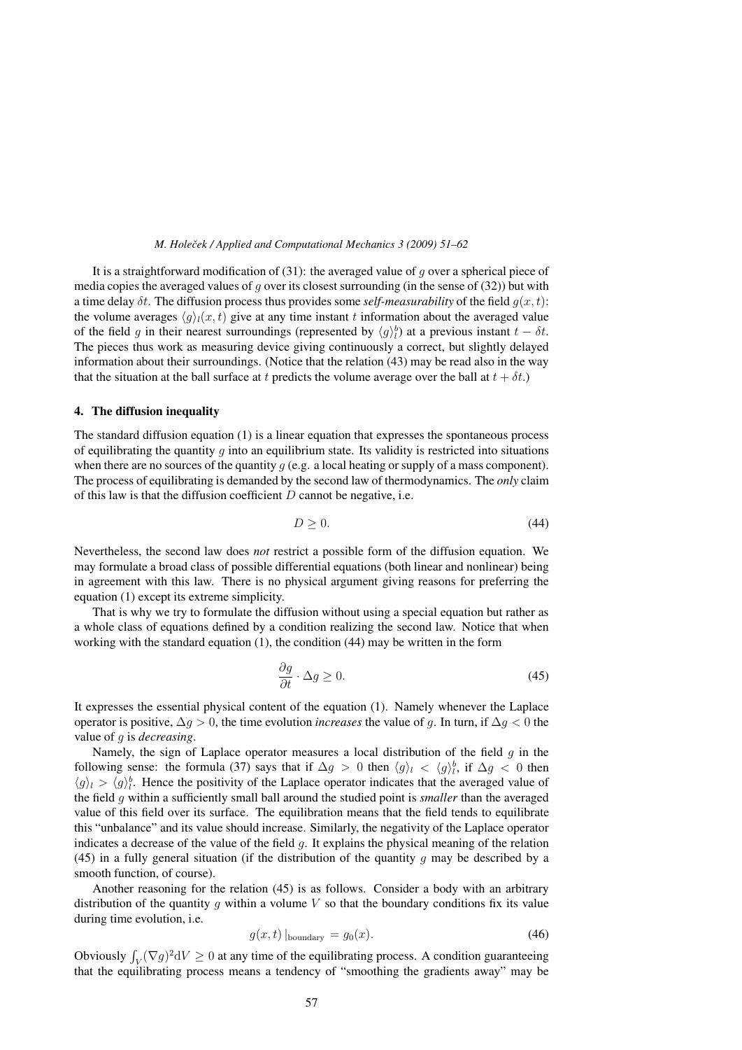It is a straightforward modification of (31): the averaged value of $g$ over a spherical piece of media copies the averaged values of $g$ over its closest surrounding (in the sense of (32)) but with a time delay $\delta t$. The diffusion process thus provides some *self-measurability* of the field $g(x,t)$: the volume averages $\langle g \rangle_l(x,t)$ give at any time instant $t$ information about the averaged value of the field $g$ in their nearest surroundings (represented by $\langle g \rangle_l^b$) at a previous instant $t - \delta t$. The pieces thus work as measuring device giving continuously a correct, but slightly delayed information about their surroundings. (Notice that the relation (43) may be read also in the way that the situation at the ball surface at $t$ predicts the volume average over the ball at $t + \delta t$.)

## 4. The diffusion inequality

The standard diffusion equation (1) is a linear equation that expresses the spontaneous process of equilibrating the quantity $g$ into an equilibrium state. Its validity is restricted into situations when there are no sources of the quantity $g$ (e.g. a local heating or supply of a mass component). The process of equilibrating is demanded by the second law of thermodynamics. The *only* claim of this law is that the diffusion coefficient $D$ cannot be negative, i.e.

$$D \geq 0. \tag{44}$$

Nevertheless, the second law does *not* restrict a possible form of the diffusion equation. We may formulate a broad class of possible differential equations (both linear and nonlinear) being in agreement with this law. There is no physical argument giving reasons for preferring the equation (1) except its extreme simplicity.

That is why we try to formulate the diffusion without using a special equation but rather as a whole class of equations defined by a condition realizing the second law. Notice that when working with the standard equation (1), the condition (44) may be written in the form

$$\frac{\partial g}{\partial t} \cdot \Delta g \geq 0. \tag{45}$$

It expresses the essential physical content of the equation (1). Namely whenever the Laplace operator is positive, $\Delta g > 0$, the time evolution *increases* the value of $g$. In turn, if $\Delta g < 0$ the value of $g$ is *decreasing*.

Namely, the sign of Laplace operator measures a local distribution of the field $g$ in the following sense: the formula (37) says that if $\Delta g > 0$ then $\langle g \rangle_l < \langle g \rangle_l^b$, if $\Delta g < 0$ then $\langle g \rangle_l > \langle g \rangle_l^b$. Hence the positivity of the Laplace operator indicates that the averaged value of the field $g$ within a sufficiently small ball around the studied point is *smaller* than the averaged value of this field over its surface. The equilibration means that the field tends to equilibrate this "unbalance" and its value should increase. Similarly, the negativity of the Laplace operator indicates a decrease of the value of the field $g$. It explains the physical meaning of the relation (45) in a fully general situation (if the distribution of the quantity $g$ may be described by a smooth function, of course).

Another reasoning for the relation (45) is as follows. Consider a body with an arbitrary distribution of the quantity $g$ within a volume $V$ so that the boundary conditions fix its value during time evolution, i.e.

$$g(x,t)\,|_{\text{boundary}} = g_0(x). \tag{46}$$

Obviously $\int_V (\nabla g)^2 \mathrm{d}V \geq 0$ at any time of the equilibrating process. A condition guaranteeing that the equilibrating process means a tendency of "smoothing the gradients away" may be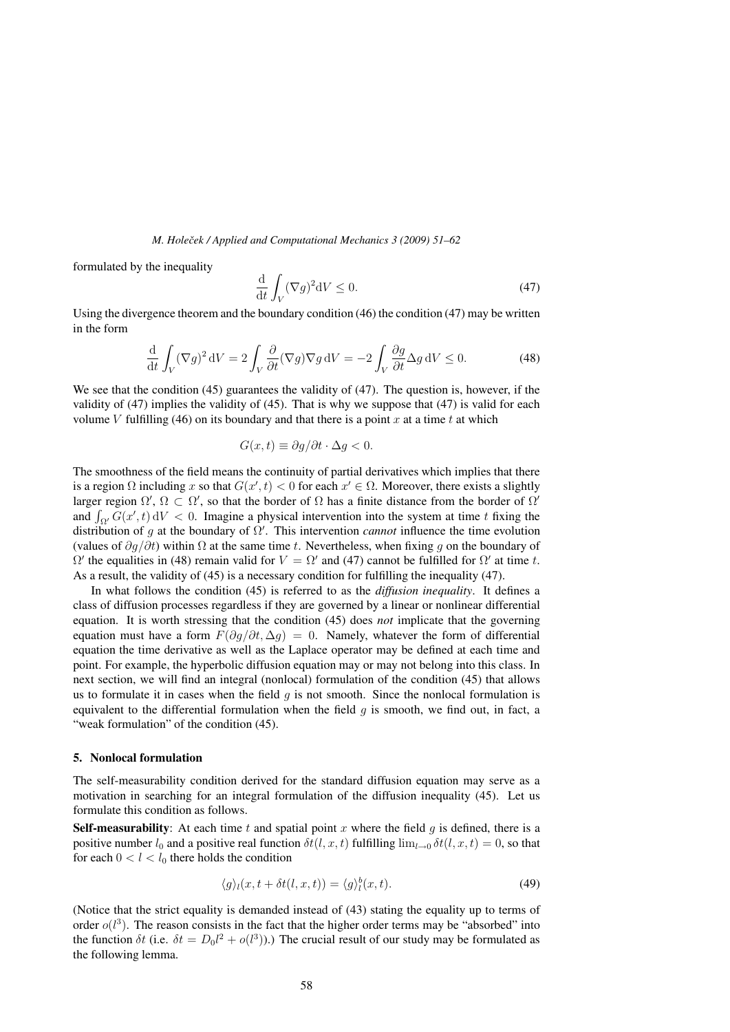formulated by the inequality

$$\frac{\mathrm{d}}{\mathrm{d}t} \int_V (\nabla g)^2 \mathrm{d}V \leq 0. \tag{47}$$

Using the divergence theorem and the boundary condition (46) the condition (47) may be written in the form

$$\frac{\mathrm{d}}{\mathrm{d}t} \int_V (\nabla g)^2 \,\mathrm{d}V = 2 \int_V \frac{\partial}{\partial t} (\nabla g) \nabla g \,\mathrm{d}V = -2 \int_V \frac{\partial g}{\partial t} \Delta g \,\mathrm{d}V \leq 0. \tag{48}$$

We see that the condition (45) guarantees the validity of (47). The question is, however, if the validity of (47) implies the validity of (45). That is why we suppose that (47) is valid for each volume $V$ fulfilling (46) on its boundary and that there is a point $x$ at a time $t$ at which

$$G(x, t) \equiv \partial g / \partial t \cdot \Delta g < 0.$$

The smoothness of the field means the continuity of partial derivatives which implies that there is a region $\Omega$ including $x$ so that $G(x', t) < 0$ for each $x' \in \Omega$. Moreover, there exists a slightly larger region $\Omega'$, $\Omega \subset \Omega'$, so that the border of $\Omega$ has a finite distance from the border of $\Omega'$ and $\int_{\Omega'} G(x', t) \,\mathrm{d}V < 0$. Imagine a physical intervention into the system at time $t$ fixing the distribution of $g$ at the boundary of $\Omega'$. This intervention *cannot* influence the time evolution (values of $\partial g / \partial t$) within $\Omega$ at the same time $t$. Nevertheless, when fixing $g$ on the boundary of $\Omega'$ the equalities in (48) remain valid for $V = \Omega'$ and (47) cannot be fulfilled for $\Omega'$ at time $t$. As a result, the validity of (45) is a necessary condition for fulfilling the inequality (47).

In what follows the condition (45) is referred to as the *diffusion inequality*. It defines a class of diffusion processes regardless if they are governed by a linear or nonlinear differential equation. It is worth stressing that the condition (45) does *not* implicate that the governing equation must have a form $F(\partial g / \partial t, \Delta g) = 0$. Namely, whatever the form of differential equation the time derivative as well as the Laplace operator may be defined at each time and point. For example, the hyperbolic diffusion equation may or may not belong into this class. In next section, we will find an integral (nonlocal) formulation of the condition (45) that allows us to formulate it in cases when the field $g$ is not smooth. Since the nonlocal formulation is equivalent to the differential formulation when the field $g$ is smooth, we find out, in fact, a "weak formulation" of the condition (45).

## 5. Nonlocal formulation

The self-measurability condition derived for the standard diffusion equation may serve as a motivation in searching for an integral formulation of the diffusion inequality (45). Let us formulate this condition as follows.

**Self-measurability**: At each time $t$ and spatial point $x$ where the field $g$ is defined, there is a positive number $l_0$ and a positive real function $\delta t(l, x, t)$ fulfilling $\lim_{l \to 0} \delta t(l, x, t) = 0$, so that for each $0 < l < l_0$ there holds the condition

$$\langle g \rangle_l (x, t + \delta t(l, x, t)) = \langle g \rangle_l^b (x, t). \tag{49}$$

(Notice that the strict equality is demanded instead of (43) stating the equality up to terms of order $o(l^3)$. The reason consists in the fact that the higher order terms may be "absorbed" into the function $\delta t$ (i.e. $\delta t = D_0 l^2 + o(l^3)$).) The crucial result of our study may be formulated as the following lemma.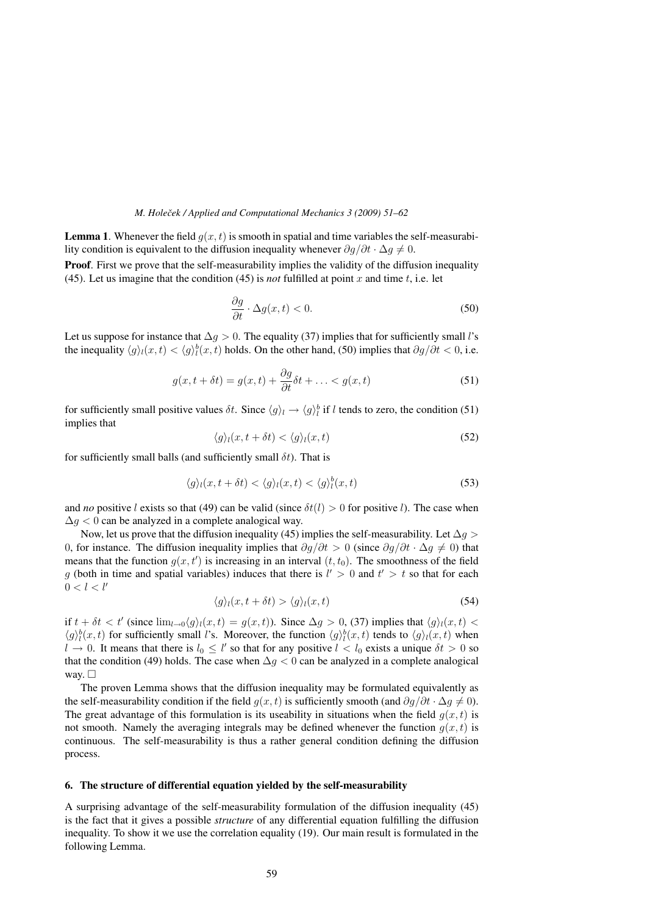**Lemma 1**. Whenever the field $g(x,t)$ is smooth in spatial and time variables the self-measurability condition is equivalent to the diffusion inequality whenever $\partial g/\partial t \cdot \Delta g \neq 0$.

**Proof**. First we prove that the self-measurability implies the validity of the diffusion inequality (45). Let us imagine that the condition (45) is *not* fulfilled at point $x$ and time $t$, i.e. let

$$\frac{\partial g}{\partial t} \cdot \Delta g(x,t) < 0. \tag{50}$$

Let us suppose for instance that $\Delta g > 0$. The equality (37) implies that for sufficiently small $l$'s the inequality $\langle g \rangle_l(x,t) < \langle g \rangle_l^b(x,t)$ holds. On the other hand, (50) implies that $\partial g/\partial t < 0$, i.e.

$$g(x, t + \delta t) = g(x,t) + \frac{\partial g}{\partial t}\delta t + \ldots < g(x,t) \tag{51}$$

for sufficiently small positive values $\delta t$. Since $\langle g \rangle_l \to \langle g \rangle_l^b$ if $l$ tends to zero, the condition (51) implies that

$$\langle g \rangle_l(x, t + \delta t) < \langle g \rangle_l(x,t) \tag{52}$$

for sufficiently small balls (and sufficiently small $\delta t$). That is

$$\langle g \rangle_l(x, t + \delta t) < \langle g \rangle_l(x,t) < \langle g \rangle_l^b(x,t) \tag{53}$$

and *no* positive $l$ exists so that (49) can be valid (since $\delta t(l) > 0$ for positive $l$). The case when $\Delta g < 0$ can be analyzed in a complete analogical way.

Now, let us prove that the diffusion inequality (45) implies the self-measurability. Let $\Delta g > 0$, for instance. The diffusion inequality implies that $\partial g/\partial t > 0$ (since $\partial g/\partial t \cdot \Delta g \neq 0$) that means that the function $g(x,t')$ is increasing in an interval $(t, t_0)$. The smoothness of the field $g$ (both in time and spatial variables) induces that there is $l' > 0$ and $t' > t$ so that for each $0 < l < l'$

$$\langle g \rangle_l(x, t + \delta t) > \langle g \rangle_l(x,t) \tag{54}$$

if $t + \delta t < t'$ (since $\lim_{l \to 0} \langle g \rangle_l(x,t) = g(x,t)$). Since $\Delta g > 0$, (37) implies that $\langle g \rangle_l(x,t) < \langle g \rangle_l^b(x,t)$ for sufficiently small $l$'s. Moreover, the function $\langle g \rangle_l^b(x,t)$ tends to $\langle g \rangle_l(x,t)$ when $l \to 0$. It means that there is $l_0 \leq l'$ so that for any positive $l < l_0$ exists a unique $\delta t > 0$ so that the condition (49) holds. The case when $\Delta g < 0$ can be analyzed in a complete analogical way. □

The proven Lemma shows that the diffusion inequality may be formulated equivalently as the self-measurability condition if the field $g(x,t)$ is sufficiently smooth (and $\partial g/\partial t \cdot \Delta g \neq 0$). The great advantage of this formulation is its useability in situations when the field $g(x,t)$ is not smooth. Namely the averaging integrals may be defined whenever the function $g(x,t)$ is continuous. The self-measurability is thus a rather general condition defining the diffusion process.

## 6. The structure of differential equation yielded by the self-measurability

A surprising advantage of the self-measurability formulation of the diffusion inequality (45) is the fact that it gives a possible *structure* of any differential equation fulfilling the diffusion inequality. To show it we use the correlation equality (19). Our main result is formulated in the following Lemma.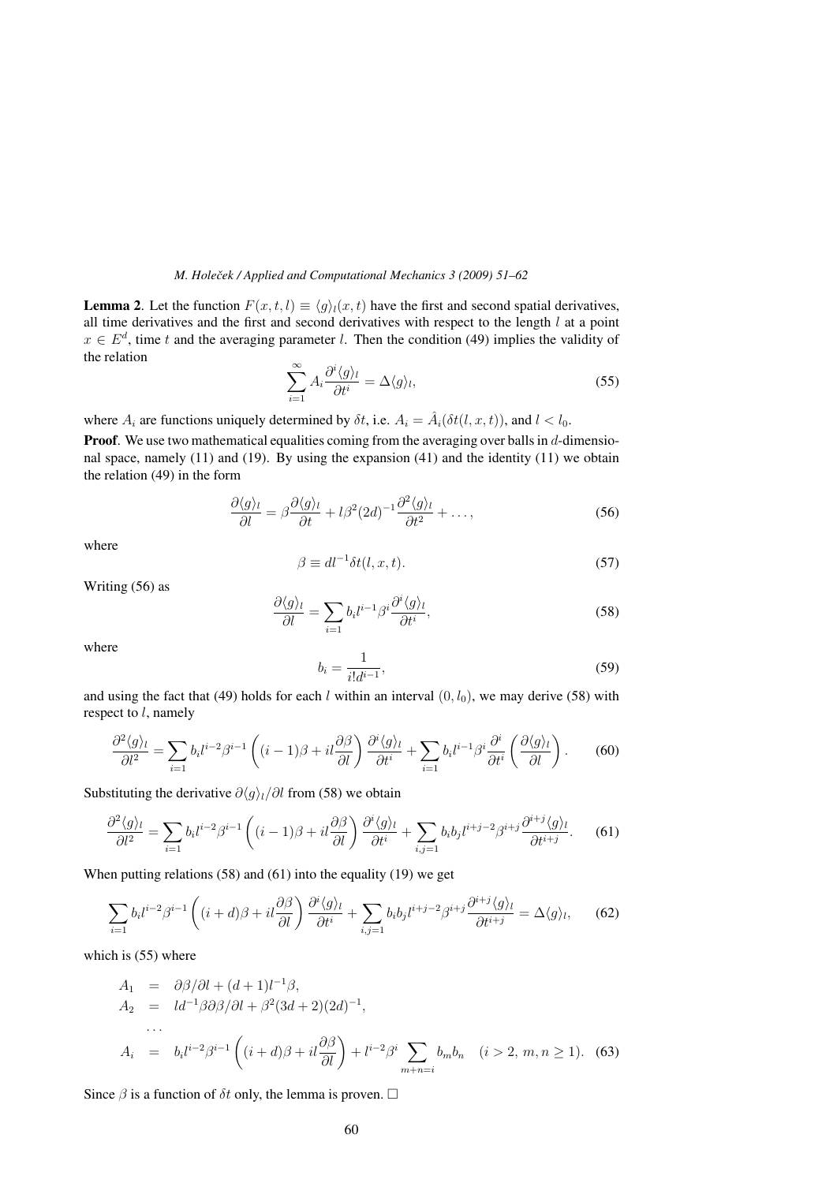**Lemma 2**. Let the function $F(x,t,l) \equiv \langle g \rangle_l(x,t)$ have the first and second spatial derivatives, all time derivatives and the first and second derivatives with respect to the length $l$ at a point $x \in E^d$, time $t$ and the averaging parameter $l$. Then the condition (49) implies the validity of the relation

$$\sum_{i=1}^{\infty} A_i \frac{\partial^i \langle g \rangle_l}{\partial t^i} = \Delta \langle g \rangle_l, \tag{55}$$

where $A_i$ are functions uniquely determined by $\delta t$, i.e. $A_i = \hat{A}_i(\delta t(l,x,t))$, and $l < l_0$.

**Proof**. We use two mathematical equalities coming from the averaging over balls in $d$-dimensional space, namely (11) and (19). By using the expansion (41) and the identity (11) we obtain the relation (49) in the form

$$\frac{\partial \langle g \rangle_l}{\partial l} = \beta \frac{\partial \langle g \rangle_l}{\partial t} + l\beta^2 (2d)^{-1} \frac{\partial^2 \langle g \rangle_l}{\partial t^2} + \ldots, \tag{56}$$

where

$$\beta \equiv d l^{-1} \delta t(l,x,t). \tag{57}$$

Writing (56) as

$$\frac{\partial \langle g \rangle_l}{\partial l} = \sum_{i=1} b_i l^{i-1} \beta^i \frac{\partial^i \langle g \rangle_l}{\partial t^i}, \tag{58}$$

where

$$b_i = \frac{1}{i! d^{i-1}}, \tag{59}$$

and using the fact that (49) holds for each $l$ within an interval $(0, l_0)$, we may derive (58) with respect to $l$, namely

$$\frac{\partial^2 \langle g \rangle_l}{\partial l^2} = \sum_{i=1} b_i l^{i-2} \beta^{i-1} \left( (i-1)\beta + il \frac{\partial \beta}{\partial l} \right) \frac{\partial^i \langle g \rangle_l}{\partial t^i} + \sum_{i=1} b_i l^{i-1} \beta^i \frac{\partial^i}{\partial t^i} \left( \frac{\partial \langle g \rangle_l}{\partial l} \right). \tag{60}$$

Substituting the derivative $\partial \langle g \rangle_l / \partial l$ from (58) we obtain

$$\frac{\partial^2 \langle g \rangle_l}{\partial l^2} = \sum_{i=1} b_i l^{i-2} \beta^{i-1} \left( (i-1)\beta + il \frac{\partial \beta}{\partial l} \right) \frac{\partial^i \langle g \rangle_l}{\partial t^i} + \sum_{i,j=1} b_i b_j l^{i+j-2} \beta^{i+j} \frac{\partial^{i+j} \langle g \rangle_l}{\partial t^{i+j}}. \tag{61}$$

When putting relations (58) and (61) into the equality (19) we get

$$\sum_{i=1} b_i l^{i-2} \beta^{i-1} \left( (i+d)\beta + il \frac{\partial \beta}{\partial l} \right) \frac{\partial^i \langle g \rangle_l}{\partial t^i} + \sum_{i,j=1} b_i b_j l^{i+j-2} \beta^{i+j} \frac{\partial^{i+j} \langle g \rangle_l}{\partial t^{i+j}} = \Delta \langle g \rangle_l, \tag{62}$$

which is (55) where

$$\begin{aligned}
A_1 &= \partial\beta/\partial l + (d+1) l^{-1} \beta, \\
A_2 &= l d^{-1} \beta \partial\beta/\partial l + \beta^2 (3d+2)(2d)^{-1}, \\
&\ldots \\
A_i &= b_i l^{i-2} \beta^{i-1} \left( (i+d)\beta + il \frac{\partial \beta}{\partial l} \right) + l^{i-2} \beta^i \sum_{m+n=i} b_m b_n \quad (i > 2,\ m,n \geq 1).
\end{aligned} \tag{63}$$

Since $\beta$ is a function of $\delta t$ only, the lemma is proven. □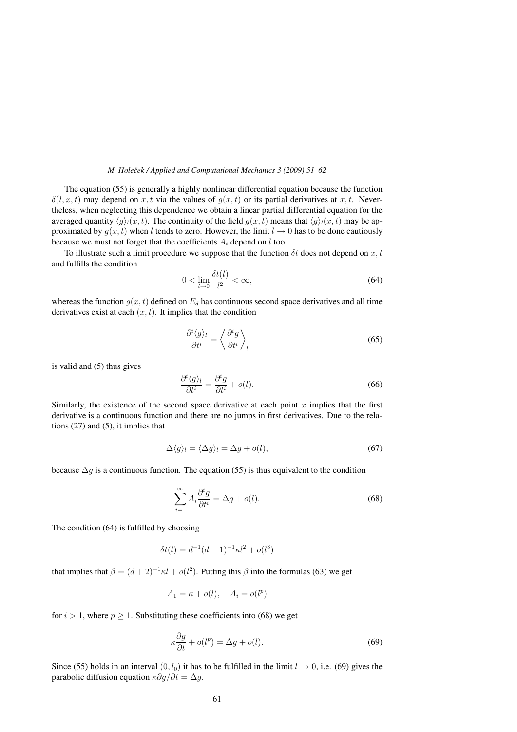The equation (55) is generally a highly nonlinear differential equation because the function $\delta(l, x, t)$ may depend on $x, t$ via the values of $g(x, t)$ or its partial derivatives at $x, t$. Nevertheless, when neglecting this dependence we obtain a linear partial differential equation for the averaged quantity $\langle g \rangle_l(x, t)$. The continuity of the field $g(x, t)$ means that $\langle g \rangle_l(x, t)$ may be approximated by $g(x, t)$ when $l$ tends to zero. However, the limit $l \to 0$ has to be done cautiously because we must not forget that the coefficients $A_i$ depend on $l$ too.

To illustrate such a limit procedure we suppose that the function $\delta t$ does not depend on $x, t$ and fulfills the condition

$$0 < \lim_{l \to 0} \frac{\delta t(l)}{l^2} < \infty, \tag{64}$$

whereas the function $g(x, t)$ defined on $E_d$ has continuous second space derivatives and all time derivatives exist at each $(x, t)$. It implies that the condition

$$\frac{\partial^i \langle g \rangle_l}{\partial t^i} = \left\langle \frac{\partial^i g}{\partial t^i} \right\rangle_l \tag{65}$$

is valid and (5) thus gives

$$\frac{\partial^i \langle g \rangle_l}{\partial t^i} = \frac{\partial^i g}{\partial t^i} + o(l). \tag{66}$$

Similarly, the existence of the second space derivative at each point $x$ implies that the first derivative is a continuous function and there are no jumps in first derivatives. Due to the relations (27) and (5), it implies that

$$\Delta \langle g \rangle_l = \langle \Delta g \rangle_l = \Delta g + o(l), \tag{67}$$

because $\Delta g$ is a continuous function. The equation (55) is thus equivalent to the condition

$$\sum_{i=1}^{\infty} A_i \frac{\partial^i g}{\partial t^i} = \Delta g + o(l). \tag{68}$$

The condition (64) is fulfilled by choosing

$$\delta t(l) = d^{-1}(d+1)^{-1} \kappa l^2 + o(l^3)$$

that implies that $\beta = (d+2)^{-1} \kappa l + o(l^2)$. Putting this $\beta$ into the formulas (63) we get

$$A_1 = \kappa + o(l), \quad A_i = o(l^p)$$

for $i > 1$, where $p \geq 1$. Substituting these coefficients into (68) we get

$$\kappa \frac{\partial g}{\partial t} + o(l^p) = \Delta g + o(l). \tag{69}$$

Since (55) holds in an interval $(0, l_0)$ it has to be fulfilled in the limit $l \to 0$, i.e. (69) gives the parabolic diffusion equation $\kappa \partial g / \partial t = \Delta g$.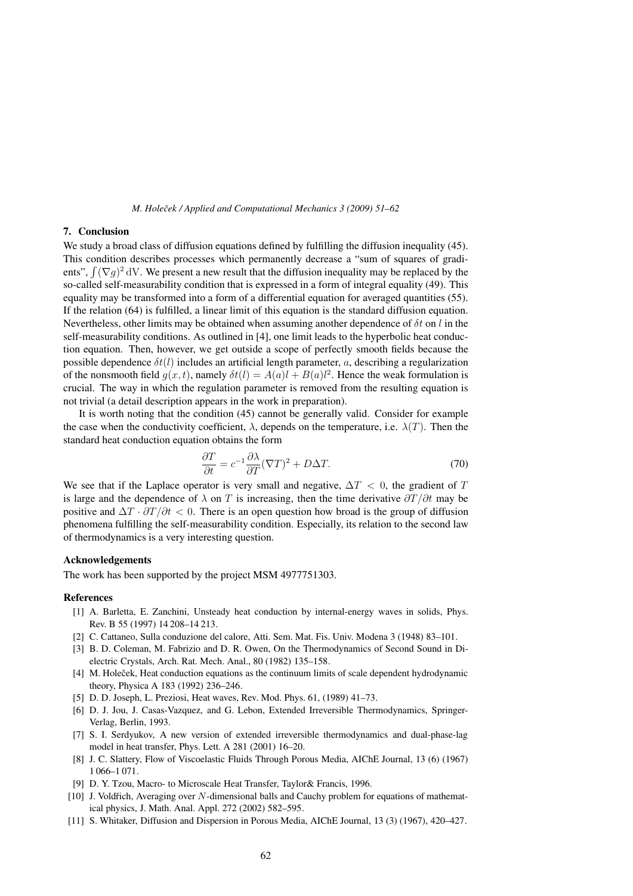## 7. Conclusion

We study a broad class of diffusion equations defined by fulfilling the diffusion inequality (45). This condition describes processes which permanently decrease a "sum of squares of gradients", $\int (\nabla g)^2 \, \mathrm{dV}$. We present a new result that the diffusion inequality may be replaced by the so-called self-measurability condition that is expressed in a form of integral equality (49). This equality may be transformed into a form of a differential equation for averaged quantities (55). If the relation (64) is fulfilled, a linear limit of this equation is the standard diffusion equation. Nevertheless, other limits may be obtained when assuming another dependence of $\delta t$ on $l$ in the self-measurability conditions. As outlined in [4], one limit leads to the hyperbolic heat conduction equation. Then, however, we get outside a scope of perfectly smooth fields because the possible dependence $\delta t(l)$ includes an artificial length parameter, $a$, describing a regularization of the nonsmooth field $g(x,t)$, namely $\delta t(l) = A(a)l + B(a)l^2$. Hence the weak formulation is crucial. The way in which the regulation parameter is removed from the resulting equation is not trivial (a detail description appears in the work in preparation).

It is worth noting that the condition (45) cannot be generally valid. Consider for example the case when the conductivity coefficient, $\lambda$, depends on the temperature, i.e. $\lambda(T)$. Then the standard heat conduction equation obtains the form

$$\frac{\partial T}{\partial t} = c^{-1} \frac{\partial \lambda}{\partial T} (\nabla T)^2 + D \Delta T. \tag{70}$$

We see that if the Laplace operator is very small and negative, $\Delta T < 0$, the gradient of $T$ is large and the dependence of $\lambda$ on $T$ is increasing, then the time derivative $\partial T / \partial t$ may be positive and $\Delta T \cdot \partial T / \partial t < 0$. There is an open question how broad is the group of diffusion phenomena fulfilling the self-measurability condition. Especially, its relation to the second law of thermodynamics is a very interesting question.

### Acknowledgements

The work has been supported by the project MSM 4977751303.

### References

[1] A. Barletta, E. Zanchini, Unsteady heat conduction by internal-energy waves in solids, Phys. Rev. B 55 (1997) 14 208–14 213.

[2] C. Cattaneo, Sulla conduzione del calore, Atti. Sem. Mat. Fis. Univ. Modena 3 (1948) 83–101.

[3] B. D. Coleman, M. Fabrizio and D. R. Owen, On the Thermodynamics of Second Sound in Dielectric Crystals, Arch. Rat. Mech. Anal., 80 (1982) 135–158.

[4] M. Holeček, Heat conduction equations as the continuum limits of scale dependent hydrodynamic theory, Physica A 183 (1992) 236–246.

[5] D. D. Joseph, L. Preziosi, Heat waves, Rev. Mod. Phys. 61, (1989) 41–73.

[6] D. J. Jou, J. Casas-Vazquez, and G. Lebon, Extended Irreversible Thermodynamics, Springer-Verlag, Berlin, 1993.

[7] S. I. Serdyukov, A new version of extended irreversible thermodynamics and dual-phase-lag model in heat transfer, Phys. Lett. A 281 (2001) 16–20.

[8] J. C. Slattery, Flow of Viscoelastic Fluids Through Porous Media, AIChE Journal, 13 (6) (1967) 1 066–1 071.

[9] D. Y. Tzou, Macro- to Microscale Heat Transfer, Taylor& Francis, 1996.

[10] J. Voldřich, Averaging over $N$-dimensional balls and Cauchy problem for equations of mathematical physics, J. Math. Anal. Appl. 272 (2002) 582–595.

[11] S. Whitaker, Diffusion and Dispersion in Porous Media, AIChE Journal, 13 (3) (1967), 420–427.